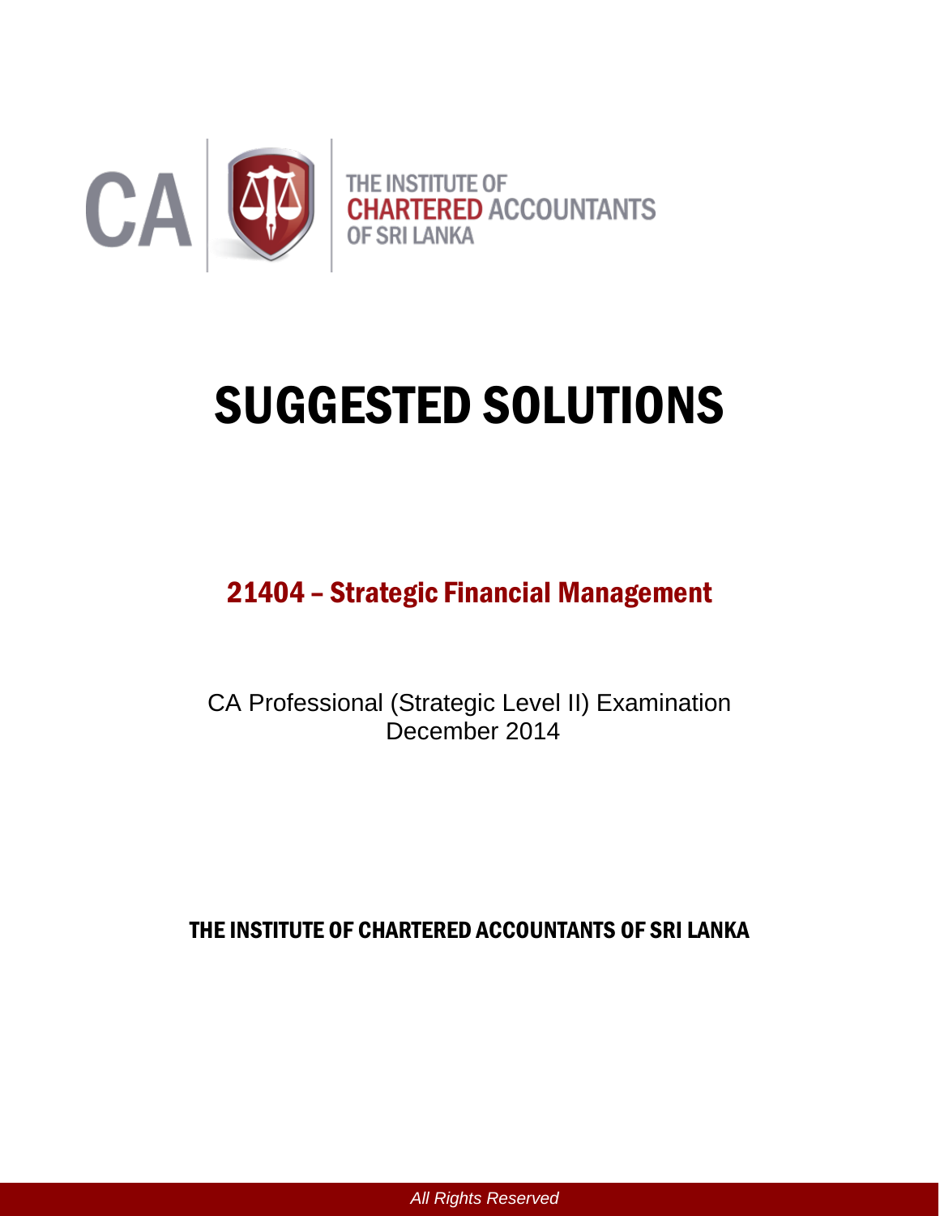CA | THE INSTITUTE OF CHARTERED ACCOUNTANTS OF SRI LANKA

# SUGGESTED SOLUTIONS

## 21404 – Strategic Financial Management

CA Professional (Strategic Level II) Examination
December 2014

**THE INSTITUTE OF CHARTERED ACCOUNTANTS OF SRI LANKA**

*All Rights Reserved*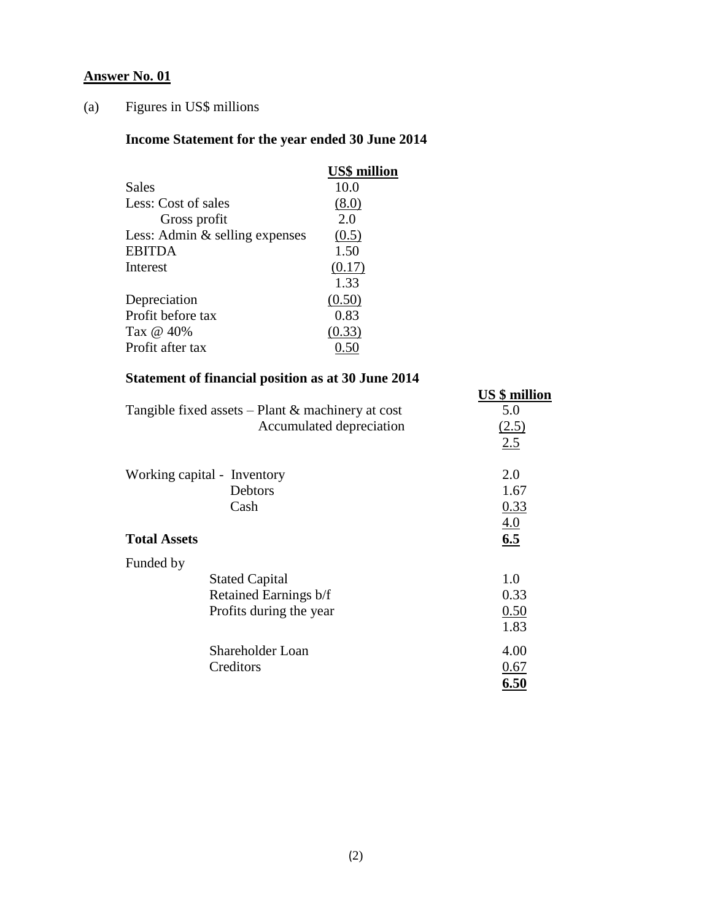**Answer No. 01**

(a) Figures in US$ millions

**Income Statement for the year ended 30 June 2014**

| | **US$ million** |
|---|---|
| Sales | 10.0 |
| Less: Cost of sales | (8.0) |
| Gross profit | 2.0 |
| Less: Admin & selling expenses | (0.5) |
| EBITDA | 1.50 |
| Interest | (0.17) |
| | 1.33 |
| Depreciation | (0.50) |
| Profit before tax | 0.83 |
| Tax @ 40% | (0.33) |
| Profit after tax | 0.50 |

**Statement of financial position as at 30 June 2014**

| | | **US $ million** |
|---|---|---|
| Tangible fixed assets – Plant & machinery at cost | | 5.0 |
| | Accumulated depreciation | (2.5) |
| | | 2.5 |
| Working capital - | Inventory | 2.0 |
| | Debtors | 1.67 |
| | Cash | 0.33 |
| | | 4.0 |
| **Total Assets** | | **6.5** |
| Funded by | | |
| | Stated Capital | 1.0 |
| | Retained Earnings b/f | 0.33 |
| | Profits during the year | 0.50 |
| | | 1.83 |
| | Shareholder Loan | 4.00 |
| | Creditors | 0.67 |
| | | **6.50** |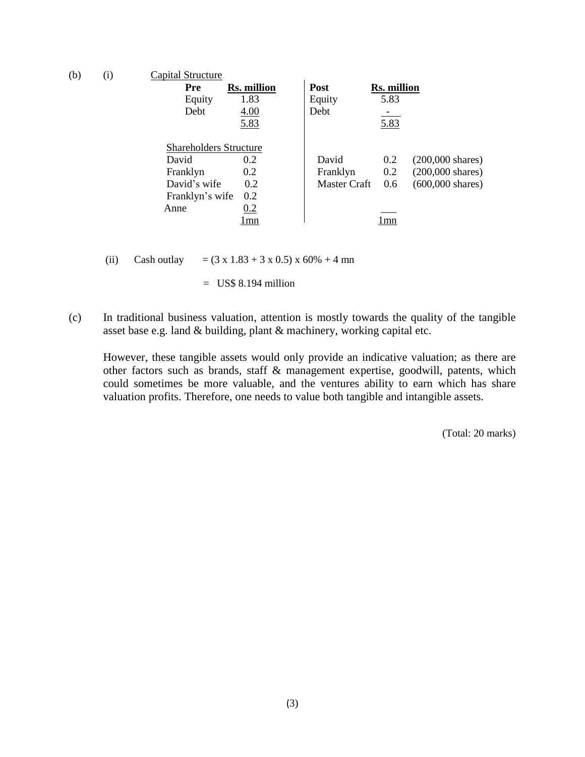(b) (i) Capital Structure

| Pre | Rs. million | Post | Rs. million | |
|---|---|---|---|---|
| Equity | 1.83 | Equity | 5.83 | |
| Debt | 4.00 | Debt | - | |
| | 5.83 | | 5.83 | |
| **Shareholders Structure** | | | | |
| David | 0.2 | David | 0.2 | (200,000 shares) |
| Franklyn | 0.2 | Franklyn | 0.2 | (200,000 shares) |
| David's wife | 0.2 | Master Craft | 0.6 | (600,000 shares) |
| Franklyn's wife | 0.2 | | | |
| Anne | 0.2 | | | |
| | 1mn | | 1mn | |

(ii) Cash outlay $= (3 \times 1.83 + 3 \times 0.5) \times 60\% + 4$ mn

$=$ US$ 8.194 million

(c) In traditional business valuation, attention is mostly towards the quality of the tangible asset base e.g. land & building, plant & machinery, working capital etc.

However, these tangible assets would only provide an indicative valuation; as there are other factors such as brands, staff & management expertise, goodwill, patents, which could sometimes be more valuable, and the ventures ability to earn which has share valuation profits. Therefore, one needs to value both tangible and intangible assets.

(Total: 20 marks)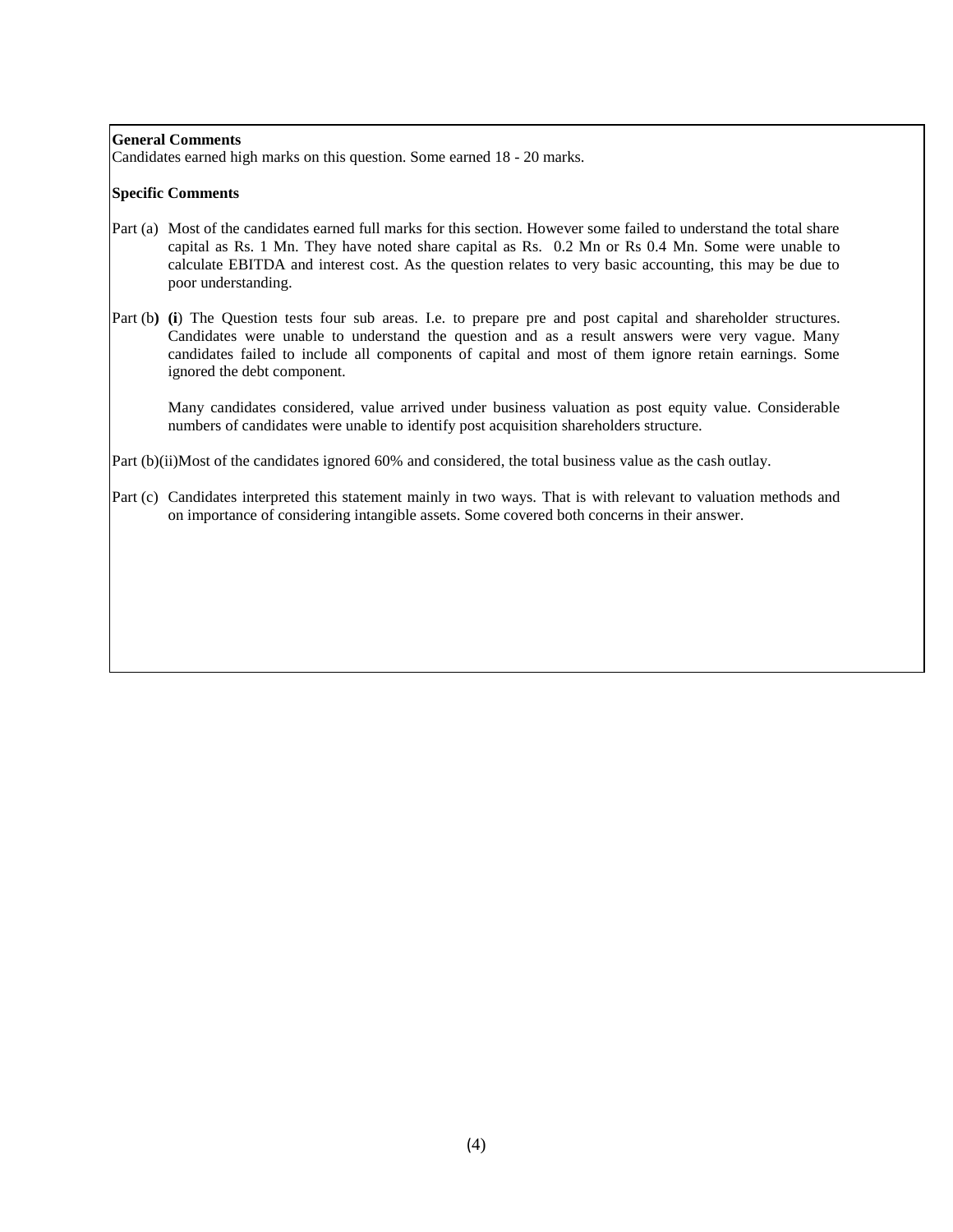**General Comments**

Candidates earned high marks on this question. Some earned 18 - 20 marks.

**Specific Comments**

Part (a) Most of the candidates earned full marks for this section. However some failed to understand the total share capital as Rs. 1 Mn. They have noted share capital as Rs. 0.2 Mn or Rs 0.4 Mn. Some were unable to calculate EBITDA and interest cost. As the question relates to very basic accounting, this may be due to poor understanding.

Part (b) **(i**) The Question tests four sub areas. I.e. to prepare pre and post capital and shareholder structures. Candidates were unable to understand the question and as a result answers were very vague. Many candidates failed to include all components of capital and most of them ignore retain earnings. Some ignored the debt component.

Many candidates considered, value arrived under business valuation as post equity value. Considerable numbers of candidates were unable to identify post acquisition shareholders structure.

Part (b)(ii)Most of the candidates ignored 60% and considered, the total business value as the cash outlay.

Part (c) Candidates interpreted this statement mainly in two ways. That is with relevant to valuation methods and on importance of considering intangible assets. Some covered both concerns in their answer.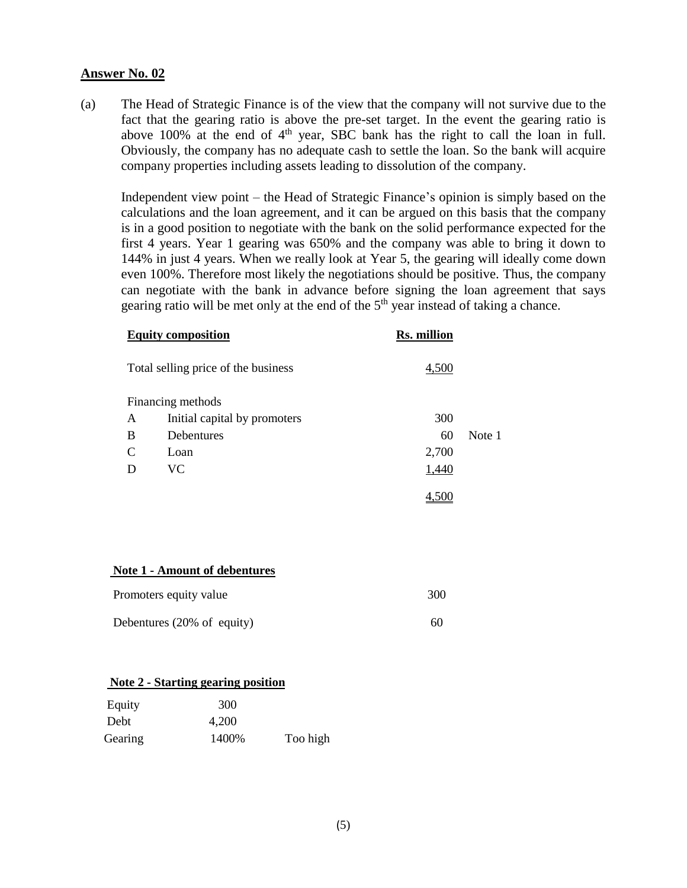**Answer No. 02**

(a) The Head of Strategic Finance is of the view that the company will not survive due to the fact that the gearing ratio is above the pre-set target. In the event the gearing ratio is above 100% at the end of 4th year, SBC bank has the right to call the loan in full. Obviously, the company has no adequate cash to settle the loan. So the bank will acquire company properties including assets leading to dissolution of the company.

Independent view point – the Head of Strategic Finance's opinion is simply based on the calculations and the loan agreement, and it can be argued on this basis that the company is in a good position to negotiate with the bank on the solid performance expected for the first 4 years. Year 1 gearing was 650% and the company was able to bring it down to 144% in just 4 years. When we really look at Year 5, the gearing will ideally come down even 100%. Therefore most likely the negotiations should be positive. Thus, the company can negotiate with the bank in advance before signing the loan agreement that says gearing ratio will be met only at the end of the 5th year instead of taking a chance.

| **Equity composition** | | **Rs. million** | |
|---|---|---|---|
| Total selling price of the business | | 4,500 | |
| Financing methods | | | |
| A | Initial capital by promoters | 300 | |
| B | Debentures | 60 | Note 1 |
| C | Loan | 2,700 | |
| D | VC | 1,440 | |
| | | 4,500 | |

**Note 1 - Amount of debentures**

| | |
|---|---|
| Promoters equity value | 300 |
| Debentures (20% of equity) | 60 |

**Note 2 - Starting gearing position**

| | | |
|---|---|---|
| Equity | 300 | |
| Debt | 4,200 | |
| Gearing | 1400% | Too high |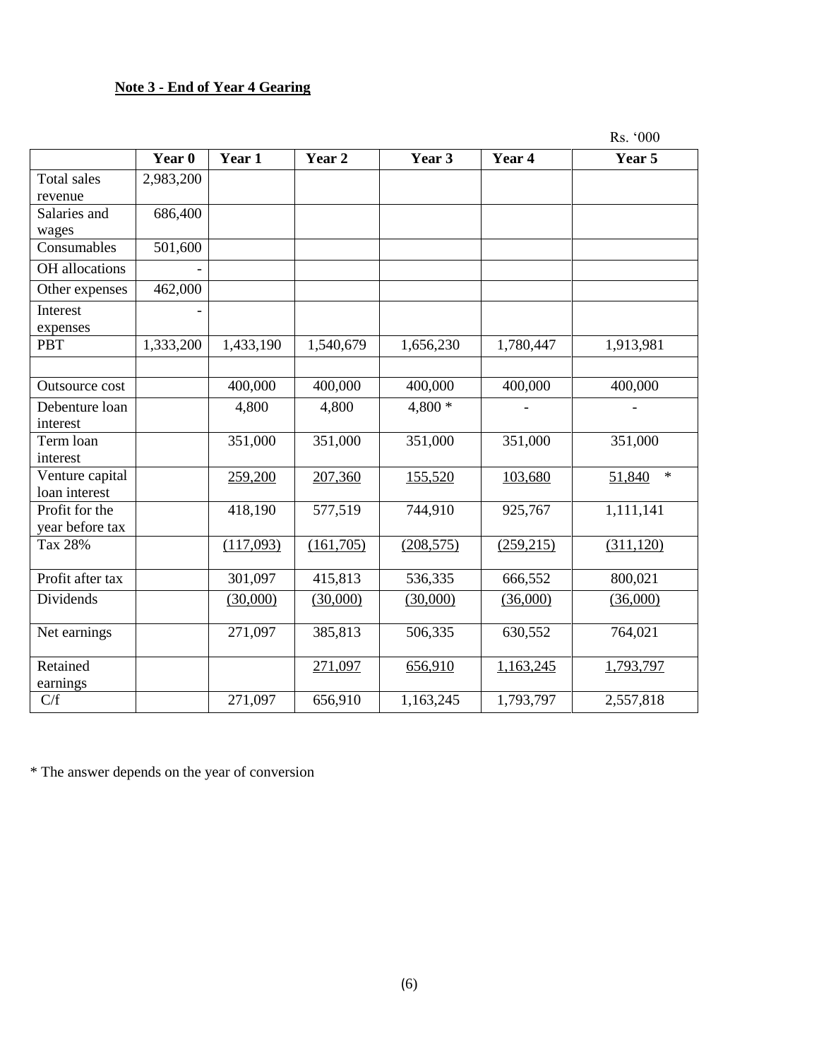**Note 3 - End of Year 4 Gearing**

Rs. '000

| | Year 0 | Year 1 | Year 2 | Year 3 | Year 4 | Year 5 |
|---|---|---|---|---|---|---|
| Total sales revenue | 2,983,200 | | | | | |
| Salaries and wages | 686,400 | | | | | |
| Consumables | 501,600 | | | | | |
| OH allocations | - | | | | | |
| Other expenses | 462,000 | | | | | |
| Interest expenses | - | | | | | |
| PBT | 1,333,200 | 1,433,190 | 1,540,679 | 1,656,230 | 1,780,447 | 1,913,981 |
| | | | | | | |
| Outsource cost | | 400,000 | 400,000 | 400,000 | 400,000 | 400,000 |
| Debenture loan interest | | 4,800 | 4,800 | 4,800 * | - | - |
| Term loan interest | | 351,000 | 351,000 | 351,000 | 351,000 | 351,000 |
| Venture capital loan interest | | 259,200 | 207,360 | 155,520 | 103,680 | 51,840 * |
| Profit for the year before tax | | 418,190 | 577,519 | 744,910 | 925,767 | 1,111,141 |
| Tax 28% | | (117,093) | (161,705) | (208,575) | (259,215) | (311,120) |
| Profit after tax | | 301,097 | 415,813 | 536,335 | 666,552 | 800,021 |
| Dividends | | (30,000) | (30,000) | (30,000) | (36,000) | (36,000) |
| Net earnings | | 271,097 | 385,813 | 506,335 | 630,552 | 764,021 |
| Retained earnings | | | 271,097 | 656,910 | 1,163,245 | 1,793,797 |
| C/f | | 271,097 | 656,910 | 1,163,245 | 1,793,797 | 2,557,818 |

* The answer depends on the year of conversion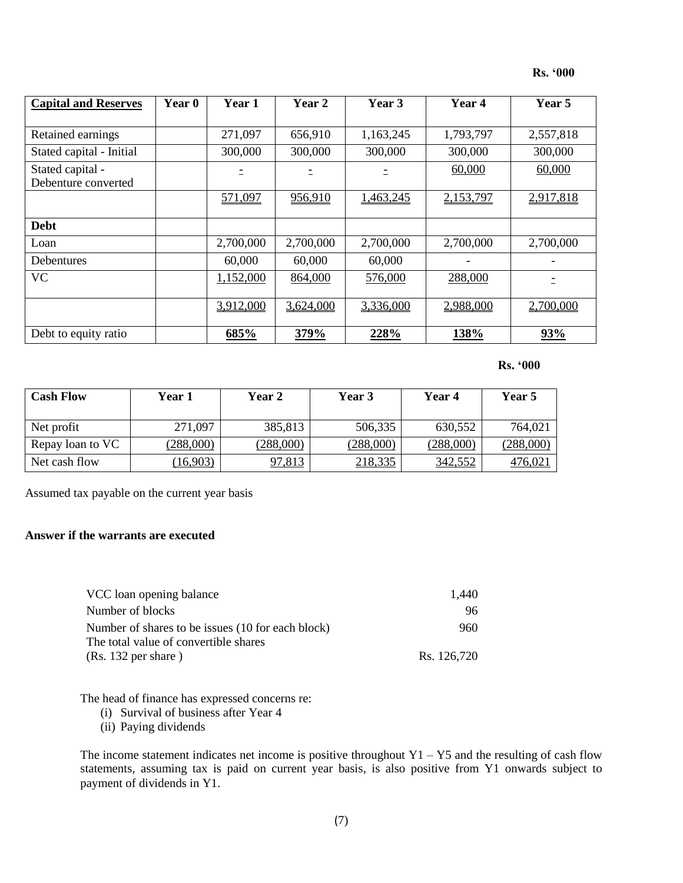**Rs. '000**

| **Capital and Reserves** | **Year 0** | **Year 1** | **Year 2** | **Year 3** | **Year 4** | **Year 5** |
|---|---|---|---|---|---|---|
| Retained earnings | | 271,097 | 656,910 | 1,163,245 | 1,793,797 | 2,557,818 |
| Stated capital - Initial | | 300,000 | 300,000 | 300,000 | 300,000 | 300,000 |
| Stated capital - Debenture converted | | - | - | - | 60,000 | 60,000 |
| | | 571,097 | 956,910 | 1,463,245 | 2,153,797 | 2,917,818 |
| **Debt** | | | | | | |
| Loan | | 2,700,000 | 2,700,000 | 2,700,000 | 2,700,000 | 2,700,000 |
| Debentures | | 60,000 | 60,000 | 60,000 | - | - |
| VC | | 1,152,000 | 864,000 | 576,000 | 288,000 | - |
| | | 3,912,000 | 3,624,000 | 3,336,000 | 2,988,000 | 2,700,000 |
| Debt to equity ratio | | **685%** | **379%** | **228%** | **138%** | **93%** |

**Rs. '000**

| **Cash Flow** | **Year 1** | **Year 2** | **Year 3** | **Year 4** | **Year 5** |
|---|---|---|---|---|---|
| Net profit | 271,097 | 385,813 | 506,335 | 630,552 | 764,021 |
| Repay loan to VC | (288,000) | (288,000) | (288,000) | (288,000) | (288,000) |
| Net cash flow | (16,903) | 97,813 | 218,335 | 342,552 | 476,021 |

Assumed tax payable on the current year basis

**Answer if the warrants are executed**

| | |
|---|---|
| VCC loan opening balance | 1,440 |
| Number of blocks | 96 |
| Number of shares to be issues (10 for each block) | 960 |
| The total value of convertible shares (Rs. 132 per share ) | Rs. 126,720 |

The head of finance has expressed concerns re:

(i) Survival of business after Year 4
(ii) Paying dividends

The income statement indicates net income is positive throughout Y1 – Y5 and the resulting of cash flow statements, assuming tax is paid on current year basis, is also positive from Y1 onwards subject to payment of dividends in Y1.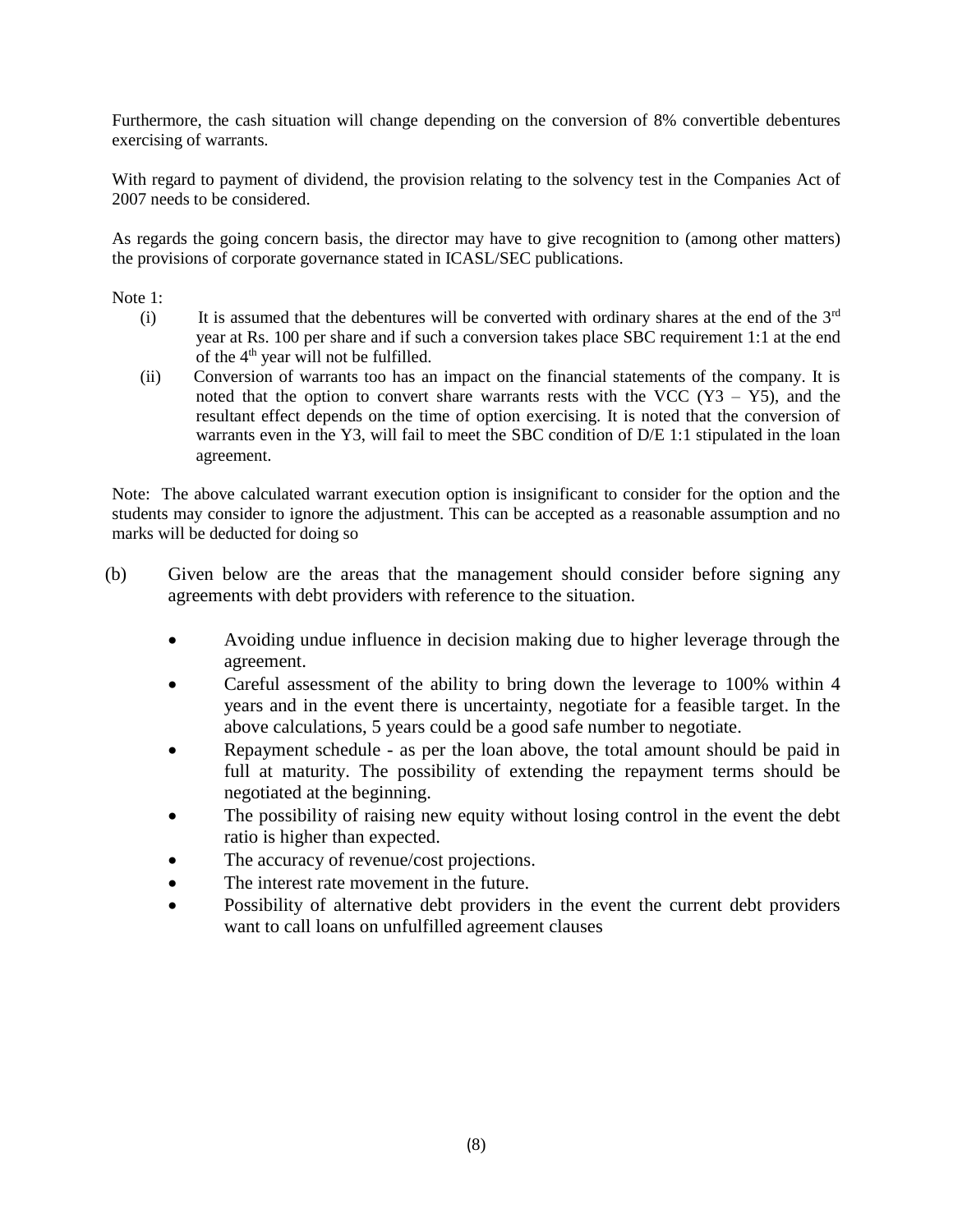Furthermore, the cash situation will change depending on the conversion of 8% convertible debentures exercising of warrants.

With regard to payment of dividend, the provision relating to the solvency test in the Companies Act of 2007 needs to be considered.

As regards the going concern basis, the director may have to give recognition to (among other matters) the provisions of corporate governance stated in ICASL/SEC publications.

Note 1:

(i) It is assumed that the debentures will be converted with ordinary shares at the end of the 3rd year at Rs. 100 per share and if such a conversion takes place SBC requirement 1:1 at the end of the 4th year will not be fulfilled.

(ii) Conversion of warrants too has an impact on the financial statements of the company. It is noted that the option to convert share warrants rests with the VCC (Y3 – Y5), and the resultant effect depends on the time of option exercising. It is noted that the conversion of warrants even in the Y3, will fail to meet the SBC condition of D/E 1:1 stipulated in the loan agreement.

Note: The above calculated warrant execution option is insignificant to consider for the option and the students may consider to ignore the adjustment. This can be accepted as a reasonable assumption and no marks will be deducted for doing so

(b) Given below are the areas that the management should consider before signing any agreements with debt providers with reference to the situation.

- Avoiding undue influence in decision making due to higher leverage through the agreement.
- Careful assessment of the ability to bring down the leverage to 100% within 4 years and in the event there is uncertainty, negotiate for a feasible target. In the above calculations, 5 years could be a good safe number to negotiate.
- Repayment schedule - as per the loan above, the total amount should be paid in full at maturity. The possibility of extending the repayment terms should be negotiated at the beginning.
- The possibility of raising new equity without losing control in the event the debt ratio is higher than expected.
- The accuracy of revenue/cost projections.
- The interest rate movement in the future.
- Possibility of alternative debt providers in the event the current debt providers want to call loans on unfulfilled agreement clauses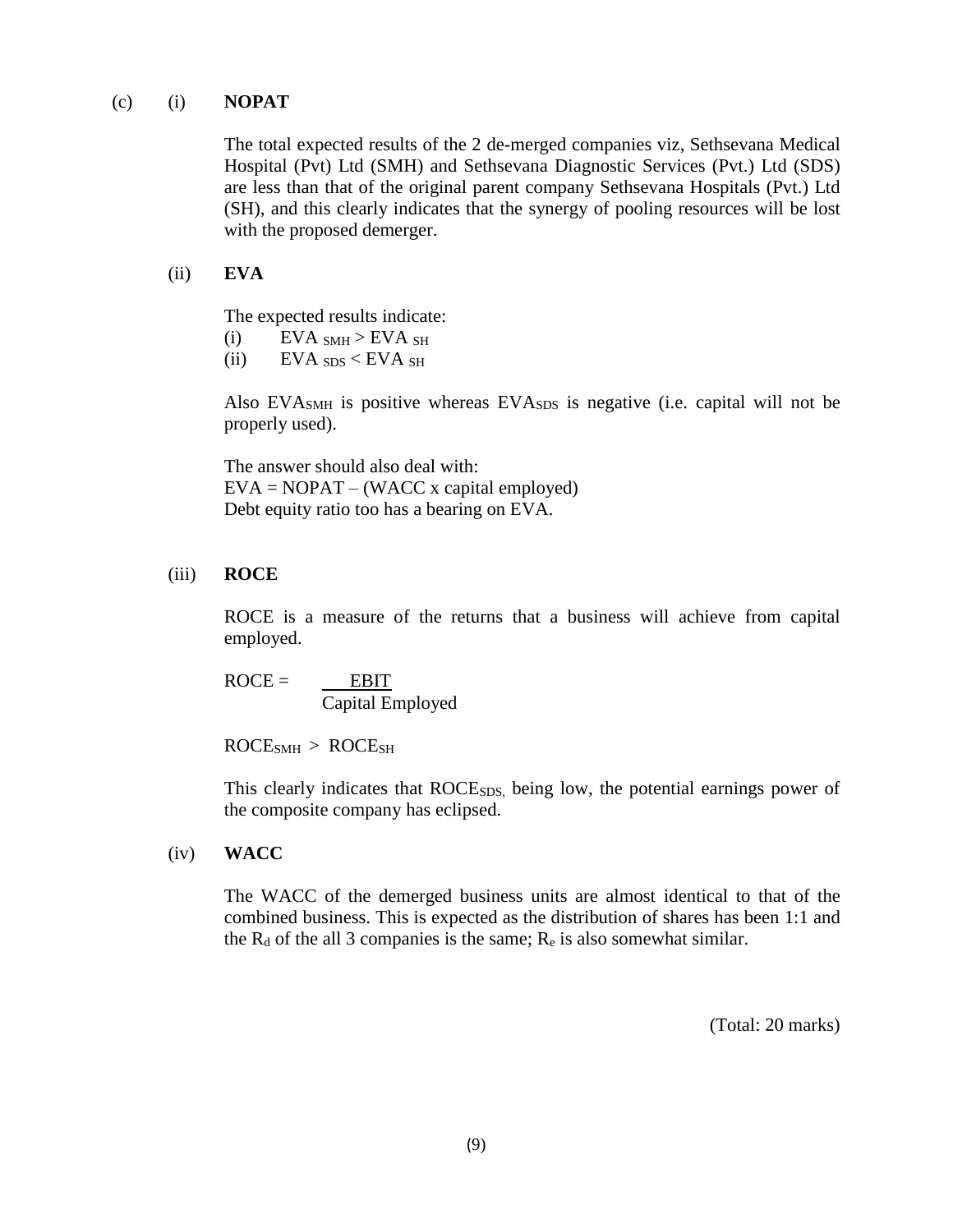(c) (i) **NOPAT**

The total expected results of the 2 de-merged companies viz, Sethsevana Medical Hospital (Pvt) Ltd (SMH) and Sethsevana Diagnostic Services (Pvt.) Ltd (SDS) are less than that of the original parent company Sethsevana Hospitals (Pvt.) Ltd (SH), and this clearly indicates that the synergy of pooling resources will be lost with the proposed demerger.

(ii) **EVA**

The expected results indicate:

(i) $EVA_{SMH} > EVA_{SH}$

(ii) $EVA_{SDS} < EVA_{SH}$

Also $EVA_{SMH}$ is positive whereas $EVA_{SDS}$ is negative (i.e. capital will not be properly used).

The answer should also deal with:
EVA = NOPAT – (WACC x capital employed)
Debt equity ratio too has a bearing on EVA.

(iii) **ROCE**

ROCE is a measure of the returns that a business will achieve from capital employed.

$$ROCE = \frac{EBIT}{\text{Capital Employed}}$$

$ROCE_{SMH} > ROCE_{SH}$

This clearly indicates that $ROCE_{SDS,}$ being low, the potential earnings power of the composite company has eclipsed.

(iv) **WACC**

The WACC of the demerged business units are almost identical to that of the combined business. This is expected as the distribution of shares has been 1:1 and the $R_d$ of the all 3 companies is the same; $R_e$ is also somewhat similar.

(Total: 20 marks)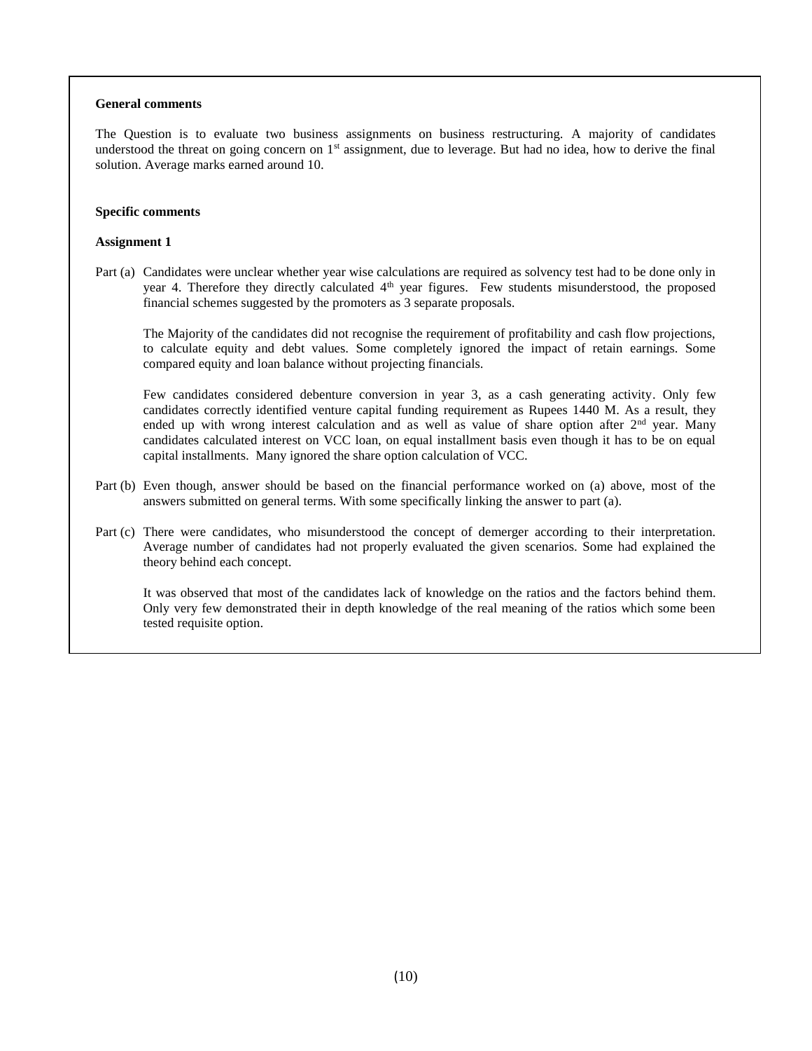**General comments**

The Question is to evaluate two business assignments on business restructuring. A majority of candidates understood the threat on going concern on 1st assignment, due to leverage. But had no idea, how to derive the final solution. Average marks earned around 10.

**Specific comments**

**Assignment 1**

Part (a) Candidates were unclear whether year wise calculations are required as solvency test had to be done only in year 4. Therefore they directly calculated 4th year figures. Few students misunderstood, the proposed financial schemes suggested by the promoters as 3 separate proposals.

The Majority of the candidates did not recognise the requirement of profitability and cash flow projections, to calculate equity and debt values. Some completely ignored the impact of retain earnings. Some compared equity and loan balance without projecting financials.

Few candidates considered debenture conversion in year 3, as a cash generating activity. Only few candidates correctly identified venture capital funding requirement as Rupees 1440 M. As a result, they ended up with wrong interest calculation and as well as value of share option after 2nd year. Many candidates calculated interest on VCC loan, on equal installment basis even though it has to be on equal capital installments. Many ignored the share option calculation of VCC.

Part (b) Even though, answer should be based on the financial performance worked on (a) above, most of the answers submitted on general terms. With some specifically linking the answer to part (a).

Part (c) There were candidates, who misunderstood the concept of demerger according to their interpretation. Average number of candidates had not properly evaluated the given scenarios. Some had explained the theory behind each concept.

It was observed that most of the candidates lack of knowledge on the ratios and the factors behind them. Only very few demonstrated their in depth knowledge of the real meaning of the ratios which some been tested requisite option.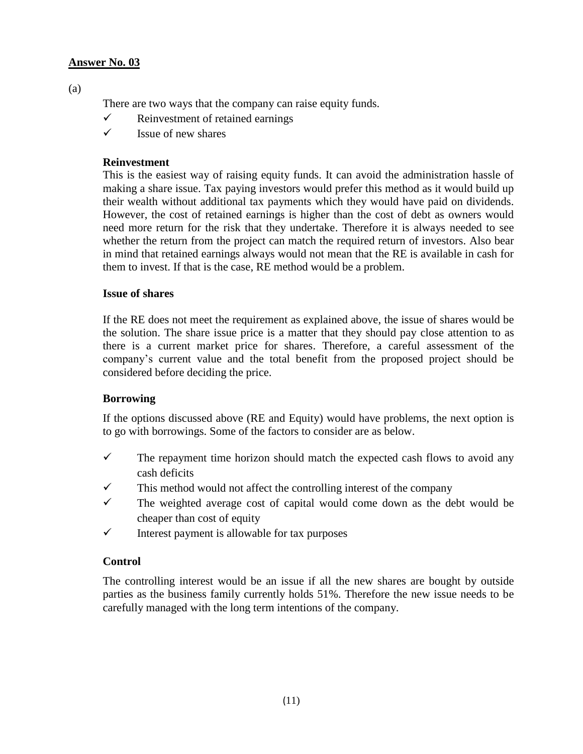**Answer No. 03**

(a)

There are two ways that the company can raise equity funds.

- ✓ Reinvestment of retained earnings
- ✓ Issue of new shares

**Reinvestment**

This is the easiest way of raising equity funds. It can avoid the administration hassle of making a share issue. Tax paying investors would prefer this method as it would build up their wealth without additional tax payments which they would have paid on dividends. However, the cost of retained earnings is higher than the cost of debt as owners would need more return for the risk that they undertake. Therefore it is always needed to see whether the return from the project can match the required return of investors. Also bear in mind that retained earnings always would not mean that the RE is available in cash for them to invest. If that is the case, RE method would be a problem.

**Issue of shares**

If the RE does not meet the requirement as explained above, the issue of shares would be the solution. The share issue price is a matter that they should pay close attention to as there is a current market price for shares. Therefore, a careful assessment of the company's current value and the total benefit from the proposed project should be considered before deciding the price.

**Borrowing**

If the options discussed above (RE and Equity) would have problems, the next option is to go with borrowings. Some of the factors to consider are as below.

- ✓ The repayment time horizon should match the expected cash flows to avoid any cash deficits
- ✓ This method would not affect the controlling interest of the company
- ✓ The weighted average cost of capital would come down as the debt would be cheaper than cost of equity
- ✓ Interest payment is allowable for tax purposes

**Control**

The controlling interest would be an issue if all the new shares are bought by outside parties as the business family currently holds 51%. Therefore the new issue needs to be carefully managed with the long term intentions of the company.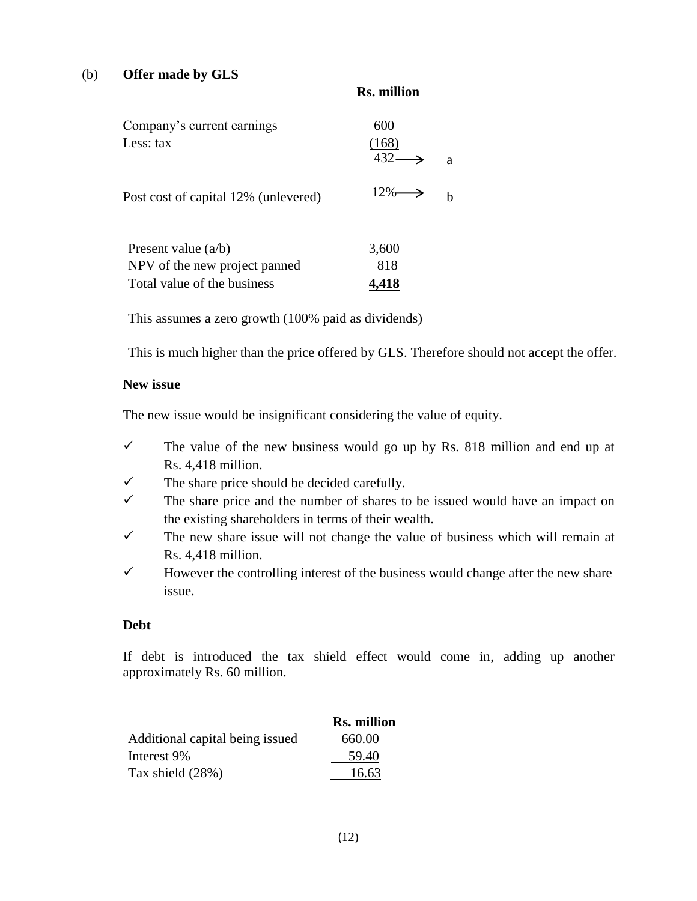(b) **Offer made by GLS**

| | Rs. million | |
|---|---|---|
| Company's current earnings | 600 | |
| Less: tax | (168) | |
| | 432 → | a |
| Post cost of capital 12% (unlevered) | 12% → | b |

| | |
|---|---|
| Present value (a/b) | 3,600 |
| NPV of the new project panned | 818 |
| Total value of the business | **4,418** |

This assumes a zero growth (100% paid as dividends)

This is much higher than the price offered by GLS. Therefore should not accept the offer.

**New issue**

The new issue would be insignificant considering the value of equity.

- ✓ The value of the new business would go up by Rs. 818 million and end up at Rs. 4,418 million.
- ✓ The share price should be decided carefully.
- ✓ The share price and the number of shares to be issued would have an impact on the existing shareholders in terms of their wealth.
- ✓ The new share issue will not change the value of business which will remain at Rs. 4,418 million.
- ✓ However the controlling interest of the business would change after the new share issue.

**Debt**

If debt is introduced the tax shield effect would come in, adding up another approximately Rs. 60 million.

| | Rs. million |
|---|---|
| Additional capital being issued | 660.00 |
| Interest 9% | 59.40 |
| Tax shield (28%) | 16.63 |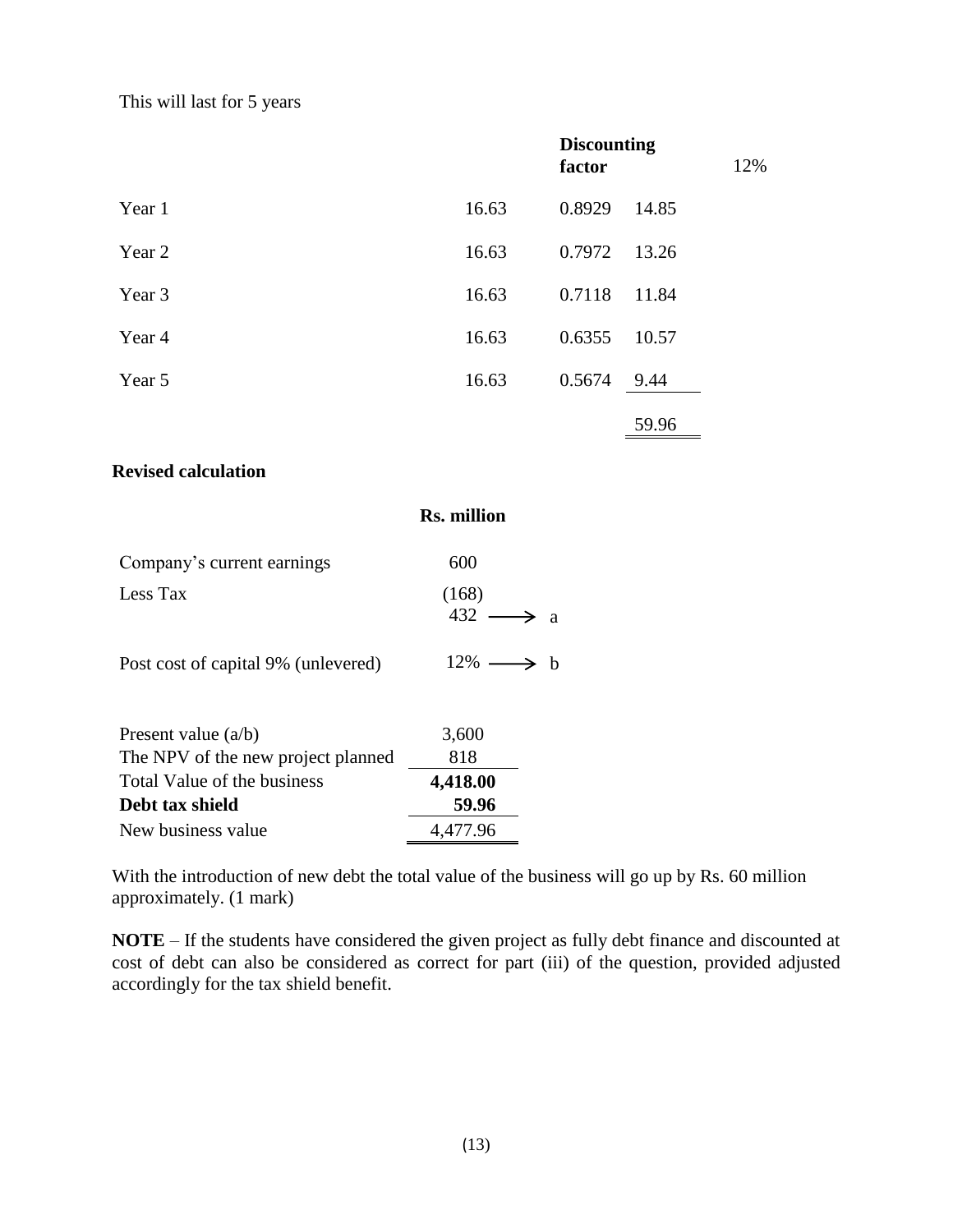This will last for 5 years

| | | Discounting factor | | 12% |
|---|---|---|---|---|
| Year 1 | 16.63 | 0.8929 | 14.85 | |
| Year 2 | 16.63 | 0.7972 | 13.26 | |
| Year 3 | 16.63 | 0.7118 | 11.84 | |
| Year 4 | 16.63 | 0.6355 | 10.57 | |
| Year 5 | 16.63 | 0.5674 | 9.44 | |
| | | | 59.96 | |

**Revised calculation**

| | Rs. million | |
|---|---|---|
| Company's current earnings | 600 | |
| Less Tax | (168) | |
| | 432 | → a |
| Post cost of capital 9% (unlevered) | 12% | → b |
| | | |
| Present value (a/b) | 3,600 | |
| The NPV of the new project planned | 818 | |
| Total Value of the business | **4,418.00** | |
| **Debt tax shield** | **59.96** | |
| New business value | 4,477.96 | |

With the introduction of new debt the total value of the business will go up by Rs. 60 million approximately. (1 mark)

**NOTE** – If the students have considered the given project as fully debt finance and discounted at cost of debt can also be considered as correct for part (iii) of the question, provided adjusted accordingly for the tax shield benefit.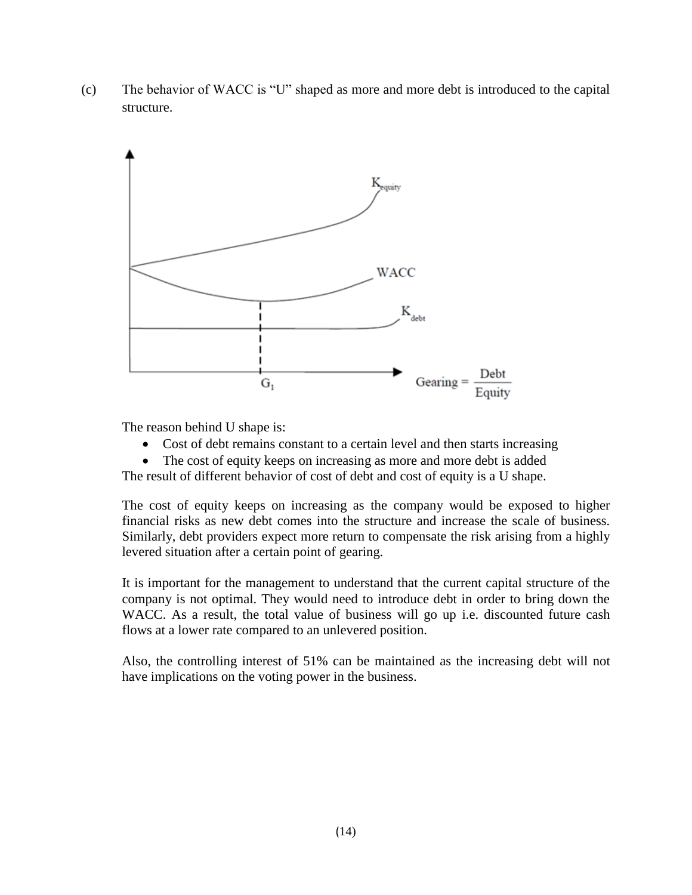(c) The behavior of WACC is "U" shaped as more and more debt is introduced to the capital structure.

The reason behind U shape is:

- Cost of debt remains constant to a certain level and then starts increasing
- The cost of equity keeps on increasing as more and more debt is added

The result of different behavior of cost of debt and cost of equity is a U shape.

The cost of equity keeps on increasing as the company would be exposed to higher financial risks as new debt comes into the structure and increase the scale of business. Similarly, debt providers expect more return to compensate the risk arising from a highly levered situation after a certain point of gearing.

It is important for the management to understand that the current capital structure of the company is not optimal. They would need to introduce debt in order to bring down the WACC. As a result, the total value of business will go up i.e. discounted future cash flows at a lower rate compared to an unlevered position.

Also, the controlling interest of 51% can be maintained as the increasing debt will not have implications on the voting power in the business.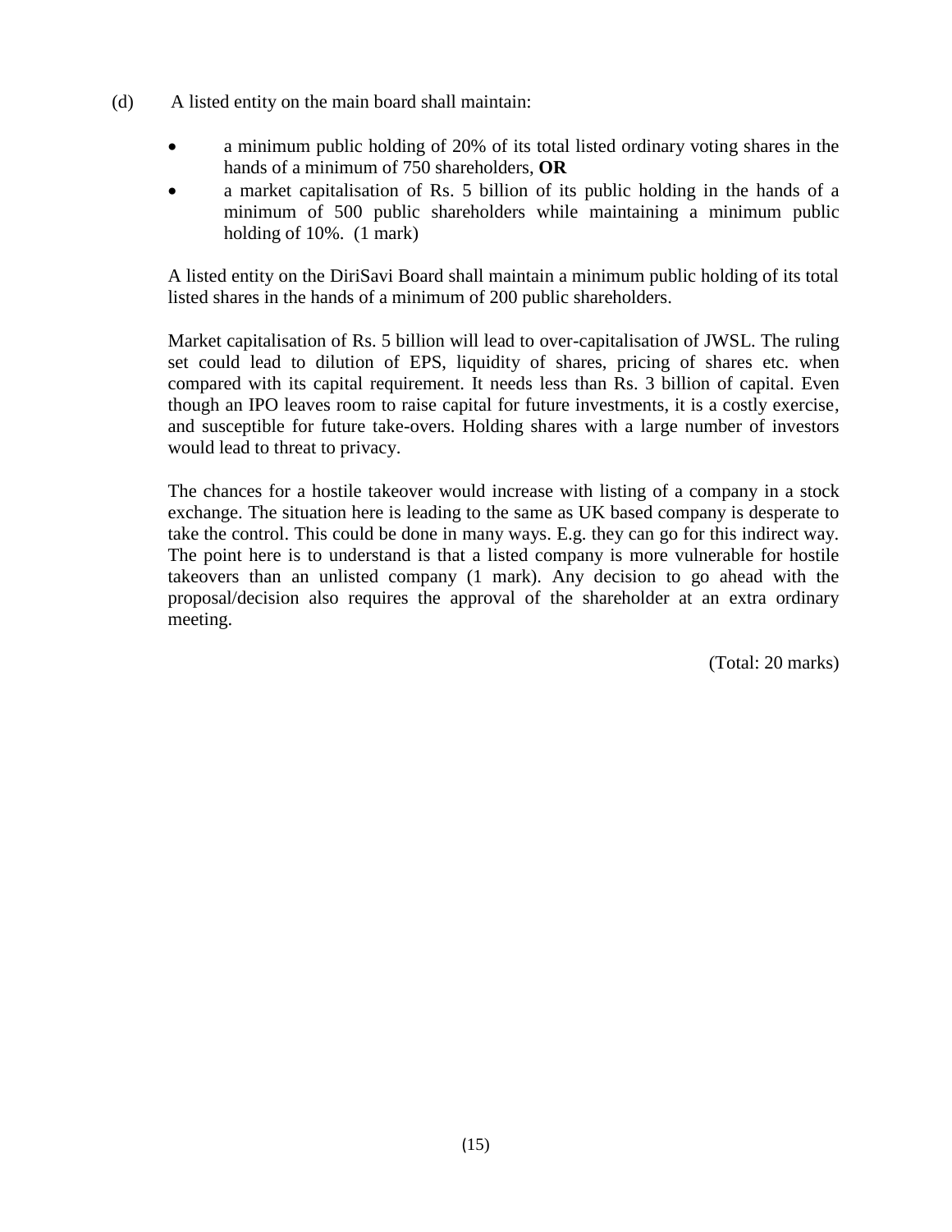(d) A listed entity on the main board shall maintain:

- a minimum public holding of 20% of its total listed ordinary voting shares in the hands of a minimum of 750 shareholders, **OR**
- a market capitalisation of Rs. 5 billion of its public holding in the hands of a minimum of 500 public shareholders while maintaining a minimum public holding of 10%. (1 mark)

A listed entity on the DiriSavi Board shall maintain a minimum public holding of its total listed shares in the hands of a minimum of 200 public shareholders.

Market capitalisation of Rs. 5 billion will lead to over-capitalisation of JWSL. The ruling set could lead to dilution of EPS, liquidity of shares, pricing of shares etc. when compared with its capital requirement. It needs less than Rs. 3 billion of capital. Even though an IPO leaves room to raise capital for future investments, it is a costly exercise, and susceptible for future take-overs. Holding shares with a large number of investors would lead to threat to privacy.

The chances for a hostile takeover would increase with listing of a company in a stock exchange. The situation here is leading to the same as UK based company is desperate to take the control. This could be done in many ways. E.g. they can go for this indirect way. The point here is to understand is that a listed company is more vulnerable for hostile takeovers than an unlisted company (1 mark). Any decision to go ahead with the proposal/decision also requires the approval of the shareholder at an extra ordinary meeting.

(Total: 20 marks)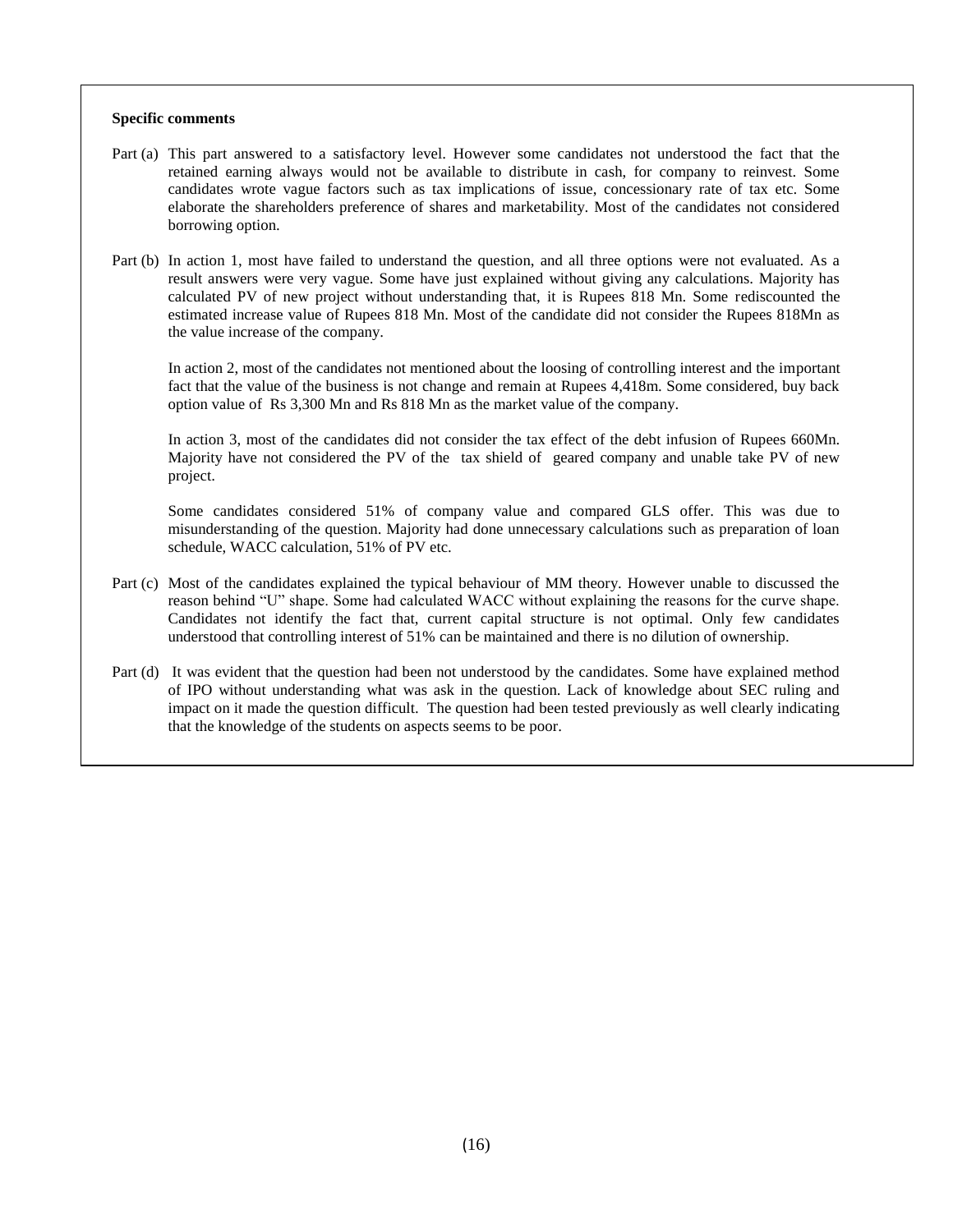**Specific comments**

Part (a) This part answered to a satisfactory level. However some candidates not understood the fact that the retained earning always would not be available to distribute in cash, for company to reinvest. Some candidates wrote vague factors such as tax implications of issue, concessionary rate of tax etc. Some elaborate the shareholders preference of shares and marketability. Most of the candidates not considered borrowing option.

Part (b) In action 1, most have failed to understand the question, and all three options were not evaluated. As a result answers were very vague. Some have just explained without giving any calculations. Majority has calculated PV of new project without understanding that, it is Rupees 818 Mn. Some rediscounted the estimated increase value of Rupees 818 Mn. Most of the candidate did not consider the Rupees 818Mn as the value increase of the company.

In action 2, most of the candidates not mentioned about the loosing of controlling interest and the important fact that the value of the business is not change and remain at Rupees 4,418m. Some considered, buy back option value of Rs 3,300 Mn and Rs 818 Mn as the market value of the company.

In action 3, most of the candidates did not consider the tax effect of the debt infusion of Rupees 660Mn. Majority have not considered the PV of the tax shield of geared company and unable take PV of new project.

Some candidates considered 51% of company value and compared GLS offer. This was due to misunderstanding of the question. Majority had done unnecessary calculations such as preparation of loan schedule, WACC calculation, 51% of PV etc.

Part (c) Most of the candidates explained the typical behaviour of MM theory. However unable to discussed the reason behind "U" shape. Some had calculated WACC without explaining the reasons for the curve shape. Candidates not identify the fact that, current capital structure is not optimal. Only few candidates understood that controlling interest of 51% can be maintained and there is no dilution of ownership.

Part (d) It was evident that the question had been not understood by the candidates. Some have explained method of IPO without understanding what was ask in the question. Lack of knowledge about SEC ruling and impact on it made the question difficult. The question had been tested previously as well clearly indicating that the knowledge of the students on aspects seems to be poor.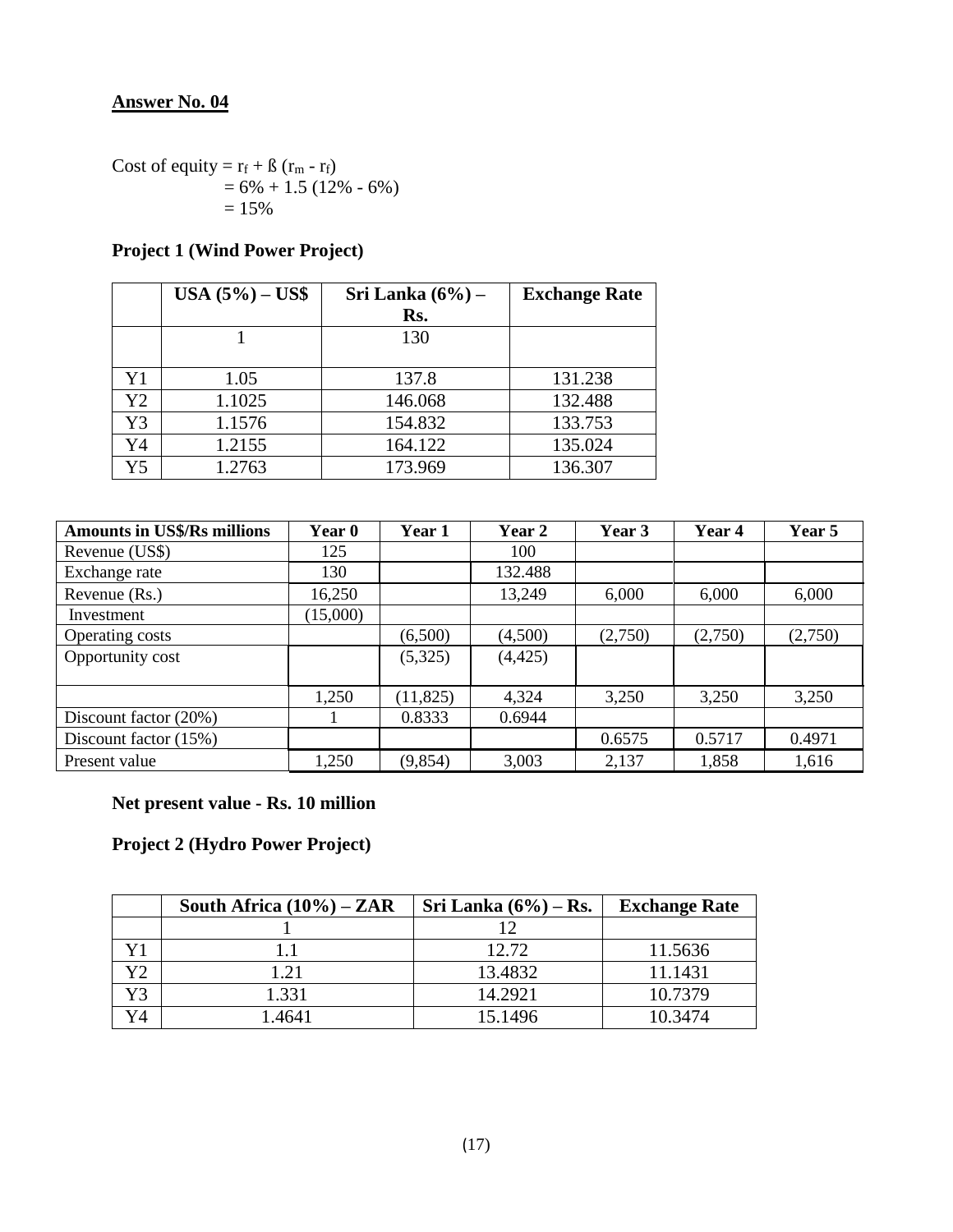## Answer No. 04

Cost of equity = $r_f + ß (r_m - r_f)$
$= 6\% + 1.5 (12\% - 6\%)$
$= 15\%$

### Project 1 (Wind Power Project)

| | USA (5%) – US$ | Sri Lanka (6%) – Rs. | Exchange Rate |
|---|---|---|---|
| | 1 | 130 | |
| Y1 | 1.05 | 137.8 | 131.238 |
| Y2 | 1.1025 | 146.068 | 132.488 |
| Y3 | 1.1576 | 154.832 | 133.753 |
| Y4 | 1.2155 | 164.122 | 135.024 |
| Y5 | 1.2763 | 173.969 | 136.307 |

| Amounts in US$/Rs millions | Year 0 | Year 1 | Year 2 | Year 3 | Year 4 | Year 5 |
|---|---|---|---|---|---|---|
| Revenue (US$) | 125 | | 100 | | | |
| Exchange rate | 130 | | 132.488 | | | |
| Revenue (Rs.) | 16,250 | | 13,249 | 6,000 | 6,000 | 6,000 |
| Investment | (15,000) | | | | | |
| Operating costs | | (6,500) | (4,500) | (2,750) | (2,750) | (2,750) |
| Opportunity cost | | (5,325) | (4,425) | | | |
| | 1,250 | (11,825) | 4,324 | 3,250 | 3,250 | 3,250 |
| Discount factor (20%) | 1 | 0.8333 | 0.6944 | | | |
| Discount factor (15%) | | | | 0.6575 | 0.5717 | 0.4971 |
| Present value | 1,250 | (9,854) | 3,003 | 2,137 | 1,858 | 1,616 |

**Net present value - Rs. 10 million**

### Project 2 (Hydro Power Project)

| | South Africa (10%) – ZAR | Sri Lanka (6%) – Rs. | Exchange Rate |
|---|---|---|---|
| | 1 | 12 | |
| Y1 | 1.1 | 12.72 | 11.5636 |
| Y2 | 1.21 | 13.4832 | 11.1431 |
| Y3 | 1.331 | 14.2921 | 10.7379 |
| Y4 | 1.4641 | 15.1496 | 10.3474 |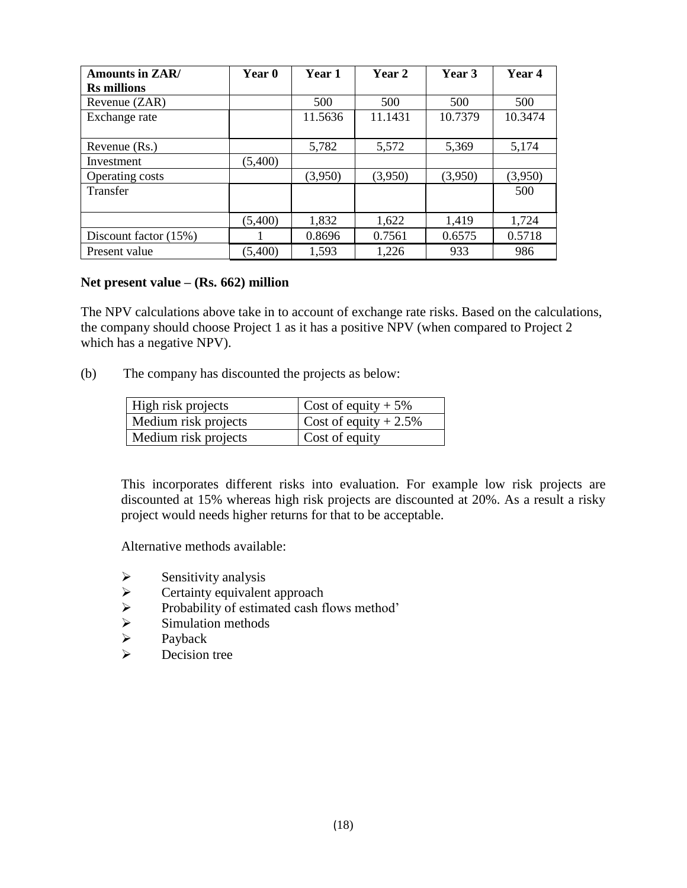| Amounts in ZAR/ Rs millions | Year 0 | Year 1 | Year 2 | Year 3 | Year 4 |
|---|---|---|---|---|---|
| Revenue (ZAR) | | 500 | 500 | 500 | 500 |
| Exchange rate | | 11.5636 | 11.1431 | 10.7379 | 10.3474 |
| Revenue (Rs.) | | 5,782 | 5,572 | 5,369 | 5,174 |
| Investment | (5,400) | | | | |
| Operating costs | | (3,950) | (3,950) | (3,950) | (3,950) |
| Transfer | | | | | 500 |
| | (5,400) | 1,832 | 1,622 | 1,419 | 1,724 |
| Discount factor (15%) | 1 | 0.8696 | 0.7561 | 0.6575 | 0.5718 |
| Present value | (5,400) | 1,593 | 1,226 | 933 | 986 |

**Net present value – (Rs. 662) million**

The NPV calculations above take in to account of exchange rate risks. Based on the calculations, the company should choose Project 1 as it has a positive NPV (when compared to Project 2 which has a negative NPV).

(b) The company has discounted the projects as below:

| High risk projects | Cost of equity + 5% |
|---|---|
| Medium risk projects | Cost of equity + 2.5% |
| Medium risk projects | Cost of equity |

This incorporates different risks into evaluation. For example low risk projects are discounted at 15% whereas high risk projects are discounted at 20%. As a result a risky project would needs higher returns for that to be acceptable.

Alternative methods available:

- Sensitivity analysis
- Certainty equivalent approach
- Probability of estimated cash flows method'
- Simulation methods
- Payback
- Decision tree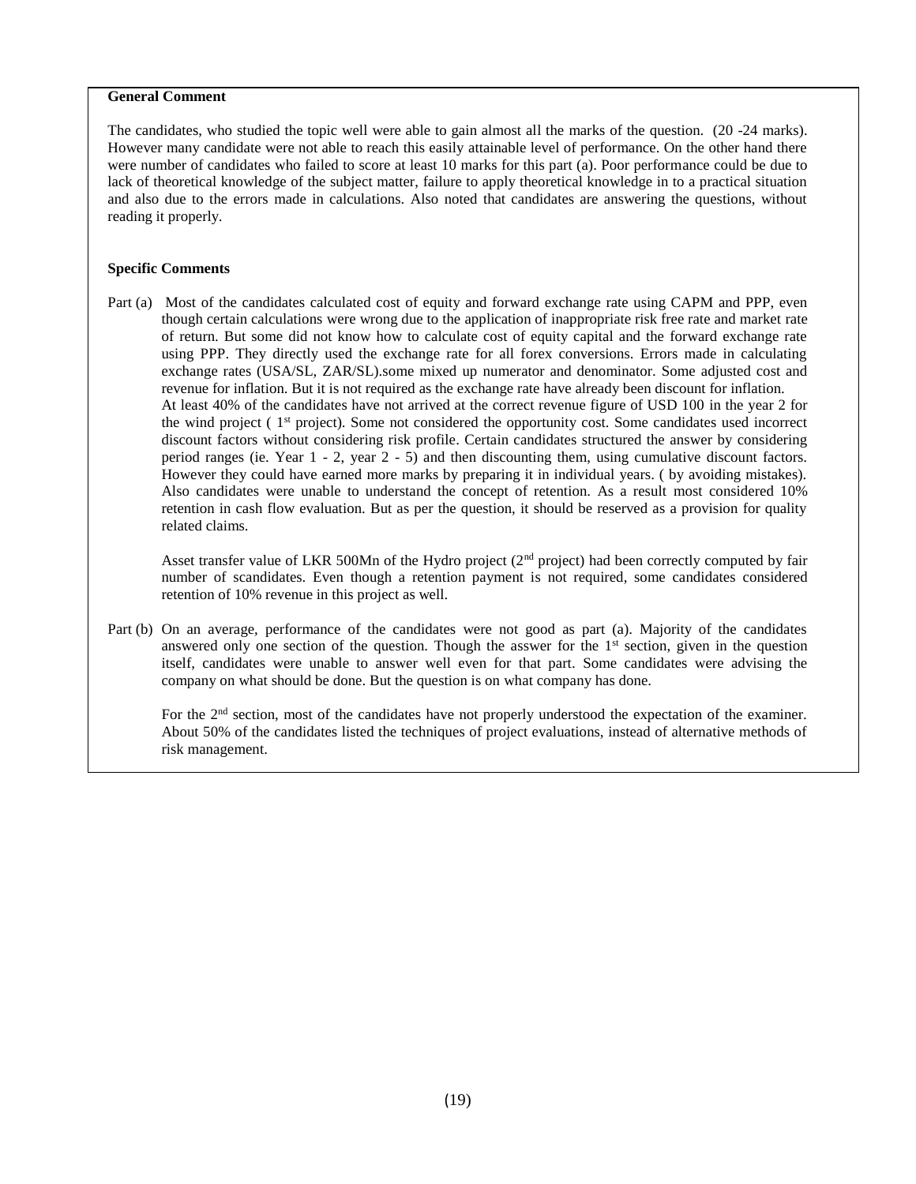**General Comment**

The candidates, who studied the topic well were able to gain almost all the marks of the question. (20 -24 marks). However many candidate were not able to reach this easily attainable level of performance. On the other hand there were number of candidates who failed to score at least 10 marks for this part (a). Poor performance could be due to lack of theoretical knowledge of the subject matter, failure to apply theoretical knowledge in to a practical situation and also due to the errors made in calculations. Also noted that candidates are answering the questions, without reading it properly.

**Specific Comments**

Part (a) Most of the candidates calculated cost of equity and forward exchange rate using CAPM and PPP, even though certain calculations were wrong due to the application of inappropriate risk free rate and market rate of return. But some did not know how to calculate cost of equity capital and the forward exchange rate using PPP. They directly used the exchange rate for all forex conversions. Errors made in calculating exchange rates (USA/SL, ZAR/SL).some mixed up numerator and denominator. Some adjusted cost and revenue for inflation. But it is not required as the exchange rate have already been discount for inflation.
At least 40% of the candidates have not arrived at the correct revenue figure of USD 100 in the year 2 for the wind project ( 1st project). Some not considered the opportunity cost. Some candidates used incorrect discount factors without considering risk profile. Certain candidates structured the answer by considering period ranges (ie. Year 1 - 2, year 2 - 5) and then discounting them, using cumulative discount factors. However they could have earned more marks by preparing it in individual years. ( by avoiding mistakes). Also candidates were unable to understand the concept of retention. As a result most considered 10% retention in cash flow evaluation. But as per the question, it should be reserved as a provision for quality related claims.

Asset transfer value of LKR 500Mn of the Hydro project (2nd project) had been correctly computed by fair number of scandidates. Even though a retention payment is not required, some candidates considered retention of 10% revenue in this project as well.

Part (b) On an average, performance of the candidates were not good as part (a). Majority of the candidates answered only one section of the question. Though the asswer for the 1st section, given in the question itself, candidates were unable to answer well even for that part. Some candidates were advising the company on what should be done. But the question is on what company has done.

For the 2nd section, most of the candidates have not properly understood the expectation of the examiner. About 50% of the candidates listed the techniques of project evaluations, instead of alternative methods of risk management.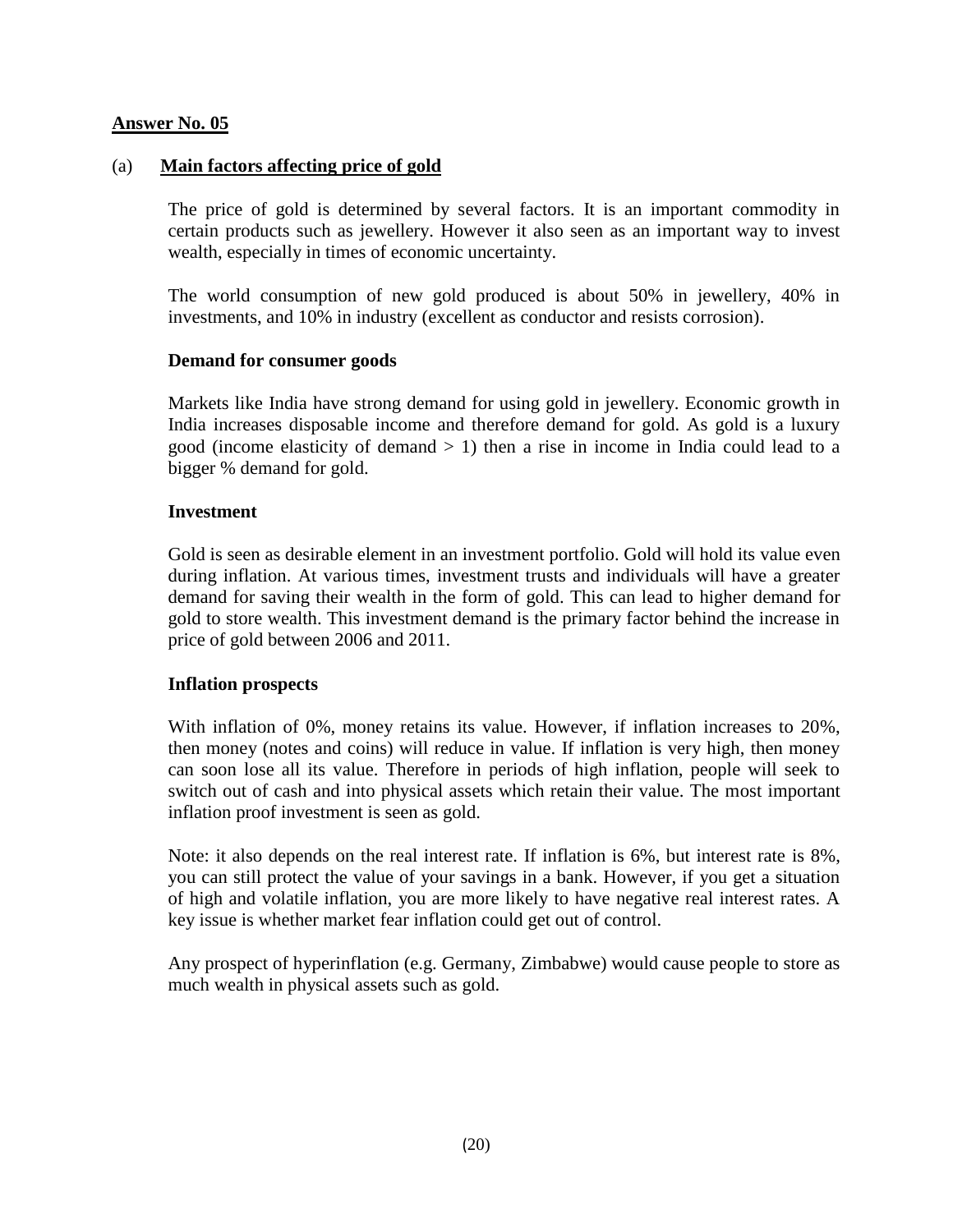**Answer No. 05**

(a) **Main factors affecting price of gold**

The price of gold is determined by several factors. It is an important commodity in certain products such as jewellery. However it also seen as an important way to invest wealth, especially in times of economic uncertainty.

The world consumption of new gold produced is about 50% in jewellery, 40% in investments, and 10% in industry (excellent as conductor and resists corrosion).

**Demand for consumer goods**

Markets like India have strong demand for using gold in jewellery. Economic growth in India increases disposable income and therefore demand for gold. As gold is a luxury good (income elasticity of demand > 1) then a rise in income in India could lead to a bigger % demand for gold.

**Investment**

Gold is seen as desirable element in an investment portfolio. Gold will hold its value even during inflation. At various times, investment trusts and individuals will have a greater demand for saving their wealth in the form of gold. This can lead to higher demand for gold to store wealth. This investment demand is the primary factor behind the increase in price of gold between 2006 and 2011.

**Inflation prospects**

With inflation of 0%, money retains its value. However, if inflation increases to 20%, then money (notes and coins) will reduce in value. If inflation is very high, then money can soon lose all its value. Therefore in periods of high inflation, people will seek to switch out of cash and into physical assets which retain their value. The most important inflation proof investment is seen as gold.

Note: it also depends on the real interest rate. If inflation is 6%, but interest rate is 8%, you can still protect the value of your savings in a bank. However, if you get a situation of high and volatile inflation, you are more likely to have negative real interest rates. A key issue is whether market fear inflation could get out of control.

Any prospect of hyperinflation (e.g. Germany, Zimbabwe) would cause people to store as much wealth in physical assets such as gold.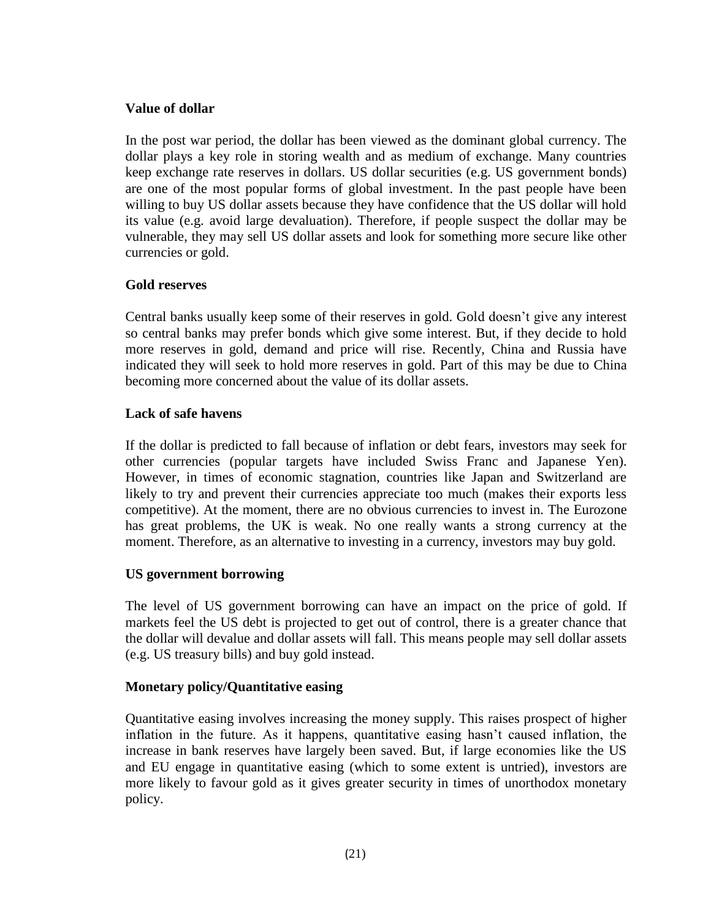## Value of dollar

In the post war period, the dollar has been viewed as the dominant global currency. The dollar plays a key role in storing wealth and as medium of exchange. Many countries keep exchange rate reserves in dollars. US dollar securities (e.g. US government bonds) are one of the most popular forms of global investment. In the past people have been willing to buy US dollar assets because they have confidence that the US dollar will hold its value (e.g. avoid large devaluation). Therefore, if people suspect the dollar may be vulnerable, they may sell US dollar assets and look for something more secure like other currencies or gold.

## Gold reserves

Central banks usually keep some of their reserves in gold. Gold doesn't give any interest so central banks may prefer bonds which give some interest. But, if they decide to hold more reserves in gold, demand and price will rise. Recently, China and Russia have indicated they will seek to hold more reserves in gold. Part of this may be due to China becoming more concerned about the value of its dollar assets.

## Lack of safe havens

If the dollar is predicted to fall because of inflation or debt fears, investors may seek for other currencies (popular targets have included Swiss Franc and Japanese Yen). However, in times of economic stagnation, countries like Japan and Switzerland are likely to try and prevent their currencies appreciate too much (makes their exports less competitive). At the moment, there are no obvious currencies to invest in. The Eurozone has great problems, the UK is weak. No one really wants a strong currency at the moment. Therefore, as an alternative to investing in a currency, investors may buy gold.

## US government borrowing

The level of US government borrowing can have an impact on the price of gold. If markets feel the US debt is projected to get out of control, there is a greater chance that the dollar will devalue and dollar assets will fall. This means people may sell dollar assets (e.g. US treasury bills) and buy gold instead.

## Monetary policy/Quantitative easing

Quantitative easing involves increasing the money supply. This raises prospect of higher inflation in the future. As it happens, quantitative easing hasn't caused inflation, the increase in bank reserves have largely been saved. But, if large economies like the US and EU engage in quantitative easing (which to some extent is untried), investors are more likely to favour gold as it gives greater security in times of unorthodox monetary policy.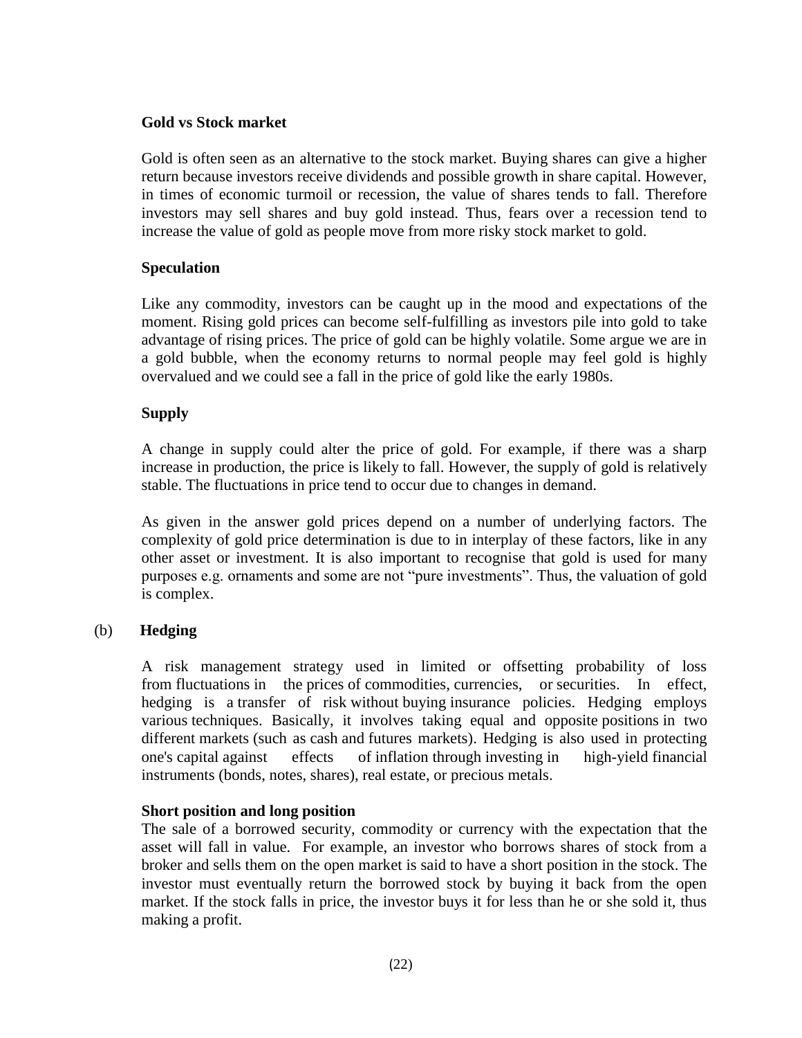**Gold vs Stock market**

Gold is often seen as an alternative to the stock market. Buying shares can give a higher return because investors receive dividends and possible growth in share capital. However, in times of economic turmoil or recession, the value of shares tends to fall. Therefore investors may sell shares and buy gold instead. Thus, fears over a recession tend to increase the value of gold as people move from more risky stock market to gold.

**Speculation**

Like any commodity, investors can be caught up in the mood and expectations of the moment. Rising gold prices can become self-fulfilling as investors pile into gold to take advantage of rising prices. The price of gold can be highly volatile. Some argue we are in a gold bubble, when the economy returns to normal people may feel gold is highly overvalued and we could see a fall in the price of gold like the early 1980s.

**Supply**

A change in supply could alter the price of gold. For example, if there was a sharp increase in production, the price is likely to fall. However, the supply of gold is relatively stable. The fluctuations in price tend to occur due to changes in demand.

As given in the answer gold prices depend on a number of underlying factors. The complexity of gold price determination is due to in interplay of these factors, like in any other asset or investment. It is also important to recognise that gold is used for many purposes e.g. ornaments and some are not "pure investments". Thus, the valuation of gold is complex.

(b) **Hedging**

A risk management strategy used in limited or offsetting probability of loss from fluctuations in the prices of commodities, currencies, or securities. In effect, hedging is a transfer of risk without buying insurance policies. Hedging employs various techniques. Basically, it involves taking equal and opposite positions in two different markets (such as cash and futures markets). Hedging is also used in protecting one's capital against effects of inflation through investing in high-yield financial instruments (bonds, notes, shares), real estate, or precious metals.

**Short position and long position**

The sale of a borrowed security, commodity or currency with the expectation that the asset will fall in value. For example, an investor who borrows shares of stock from a broker and sells them on the open market is said to have a short position in the stock. The investor must eventually return the borrowed stock by buying it back from the open market. If the stock falls in price, the investor buys it for less than he or she sold it, thus making a profit.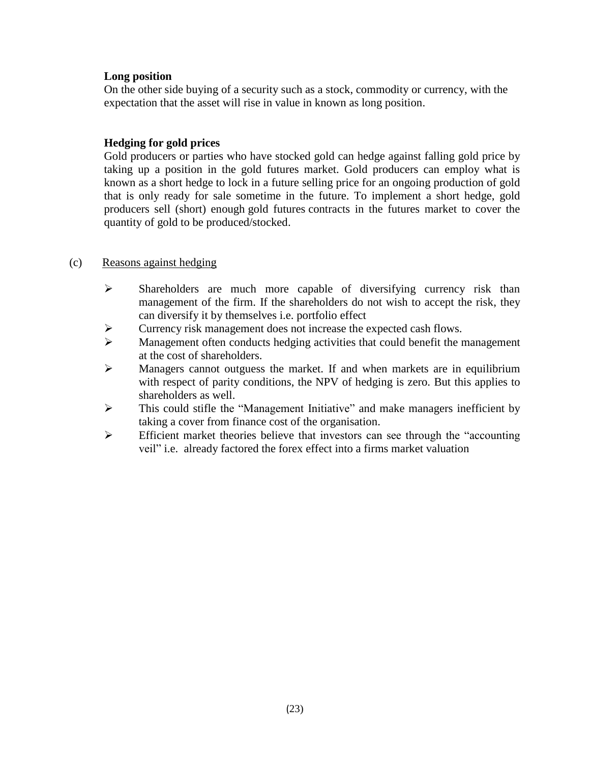**Long position**

On the other side buying of a security such as a stock, commodity or currency, with the expectation that the asset will rise in value in known as long position.

**Hedging for gold prices**

Gold producers or parties who have stocked gold can hedge against falling gold price by taking up a position in the gold futures market. Gold producers can employ what is known as a short hedge to lock in a future selling price for an ongoing production of gold that is only ready for sale sometime in the future. To implement a short hedge, gold producers sell (short) enough gold futures contracts in the futures market to cover the quantity of gold to be produced/stocked.

(c) Reasons against hedging

- Shareholders are much more capable of diversifying currency risk than management of the firm. If the shareholders do not wish to accept the risk, they can diversify it by themselves i.e. portfolio effect
- Currency risk management does not increase the expected cash flows.
- Management often conducts hedging activities that could benefit the management at the cost of shareholders.
- Managers cannot outguess the market. If and when markets are in equilibrium with respect of parity conditions, the NPV of hedging is zero. But this applies to shareholders as well.
- This could stifle the "Management Initiative" and make managers inefficient by taking a cover from finance cost of the organisation.
- Efficient market theories believe that investors can see through the "accounting veil" i.e. already factored the forex effect into a firms market valuation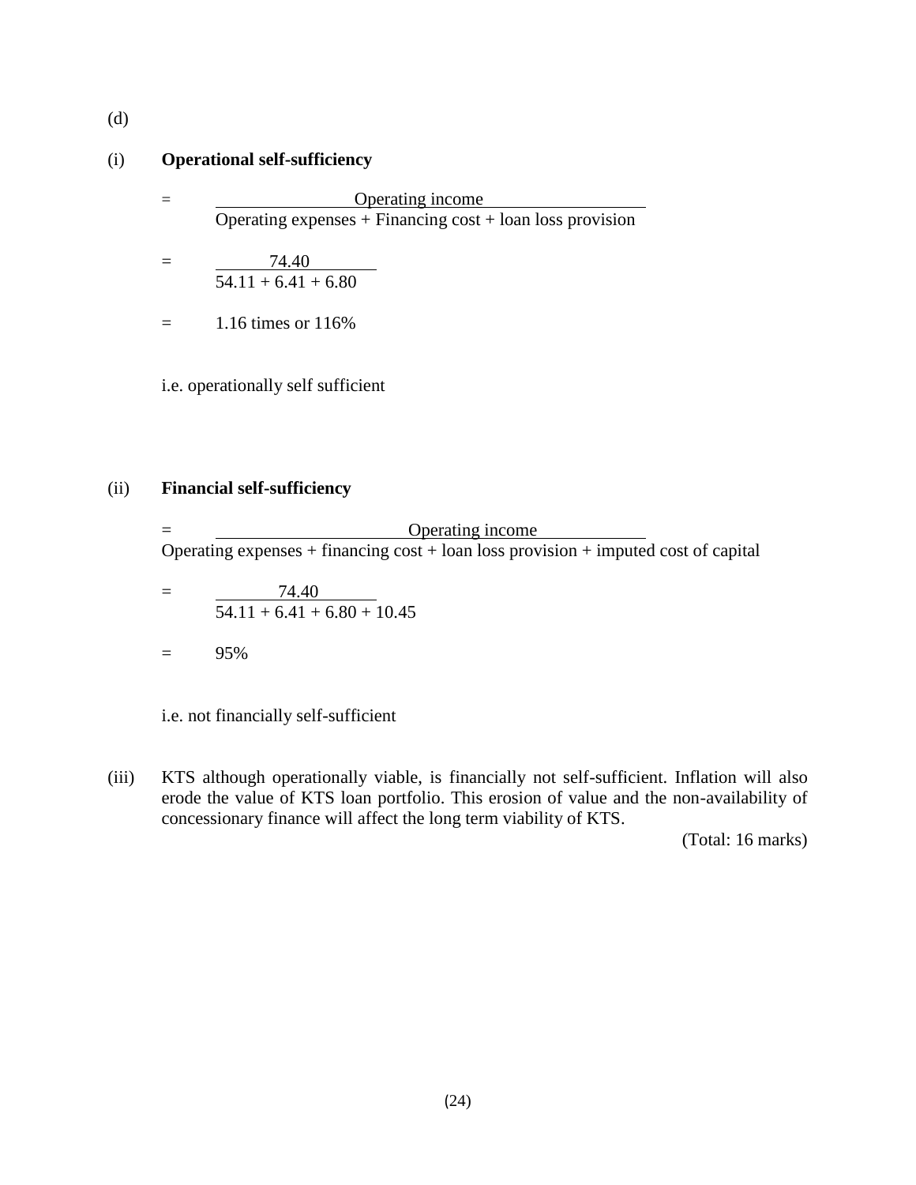(d)

(i) **Operational self-sufficiency**

$$= \frac{\text{Operating income}}{\text{Operating expenses + Financing cost + loan loss provision}}$$

$$= \frac{74.40}{54.11 + 6.41 + 6.80}$$

$$= 1.16 \text{ times or } 116\%$$

i.e. operationally self sufficient

(ii) **Financial self-sufficiency**

$$= \frac{\text{Operating income}}{\text{Operating expenses + financing cost + loan loss provision + imputed cost of capital}}$$

$$= \frac{74.40}{54.11 + 6.41 + 6.80 + 10.45}$$

$$= 95\%$$

i.e. not financially self-sufficient

(iii) KTS although operationally viable, is financially not self-sufficient. Inflation will also erode the value of KTS loan portfolio. This erosion of value and the non-availability of concessionary finance will affect the long term viability of KTS.

(Total: 16 marks)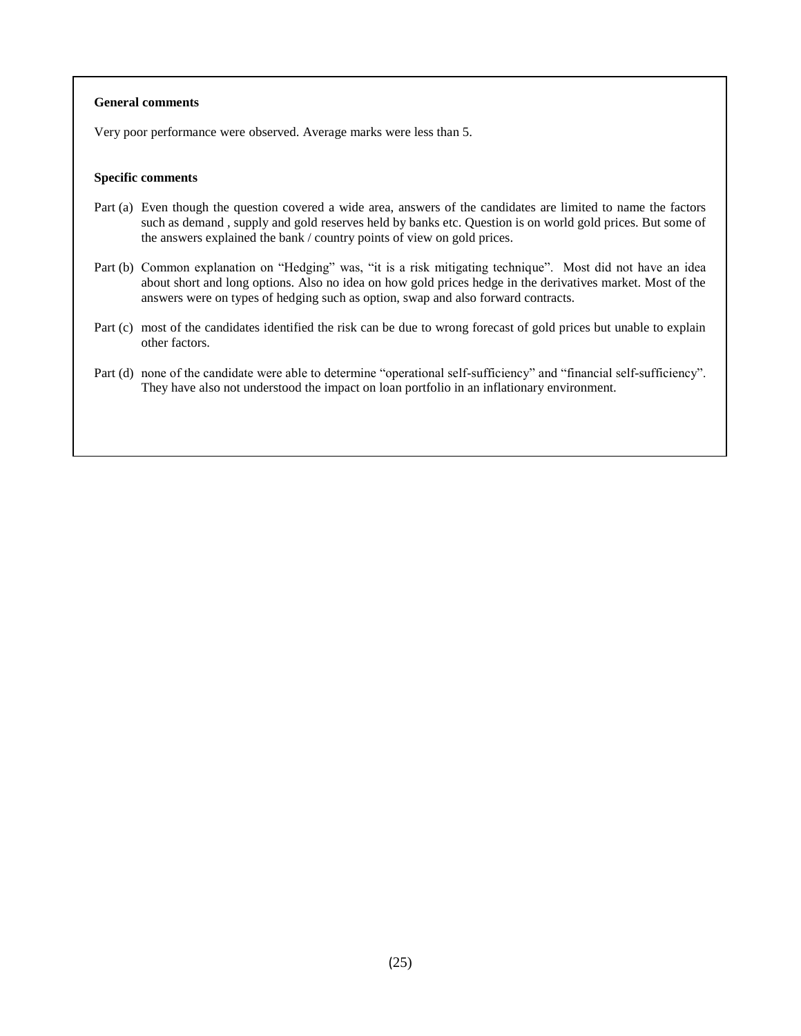**General comments**

Very poor performance were observed. Average marks were less than 5.

**Specific comments**

Part (a) Even though the question covered a wide area, answers of the candidates are limited to name the factors such as demand , supply and gold reserves held by banks etc. Question is on world gold prices. But some of the answers explained the bank / country points of view on gold prices.

Part (b) Common explanation on "Hedging" was, "it is a risk mitigating technique". Most did not have an idea about short and long options. Also no idea on how gold prices hedge in the derivatives market. Most of the answers were on types of hedging such as option, swap and also forward contracts.

Part (c) most of the candidates identified the risk can be due to wrong forecast of gold prices but unable to explain other factors.

Part (d) none of the candidate were able to determine "operational self-sufficiency" and "financial self-sufficiency". They have also not understood the impact on loan portfolio in an inflationary environment.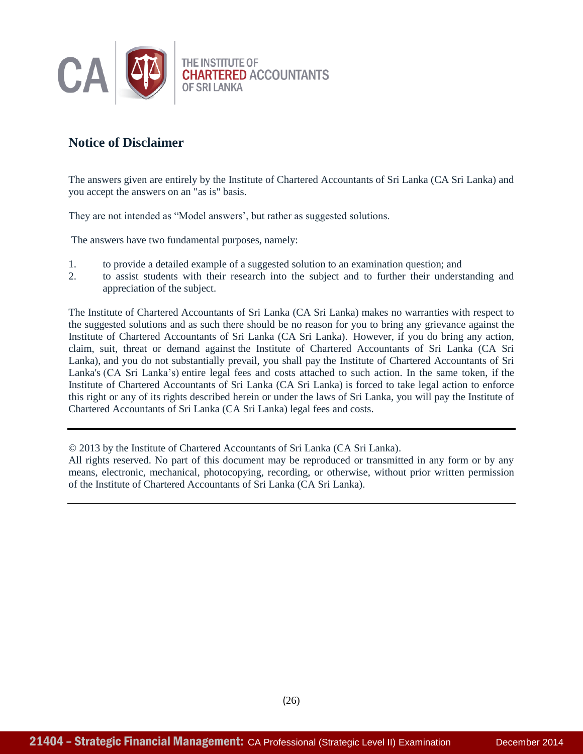## Notice of Disclaimer

The answers given are entirely by the Institute of Chartered Accountants of Sri Lanka (CA Sri Lanka) and you accept the answers on an "as is" basis.

They are not intended as "Model answers', but rather as suggested solutions.

The answers have two fundamental purposes, namely:

1. to provide a detailed example of a suggested solution to an examination question; and
2. to assist students with their research into the subject and to further their understanding and appreciation of the subject.

The Institute of Chartered Accountants of Sri Lanka (CA Sri Lanka) makes no warranties with respect to the suggested solutions and as such there should be no reason for you to bring any grievance against the Institute of Chartered Accountants of Sri Lanka (CA Sri Lanka). However, if you do bring any action, claim, suit, threat or demand against the Institute of Chartered Accountants of Sri Lanka (CA Sri Lanka), and you do not substantially prevail, you shall pay the Institute of Chartered Accountants of Sri Lanka's (CA Sri Lanka's) entire legal fees and costs attached to such action. In the same token, if the Institute of Chartered Accountants of Sri Lanka (CA Sri Lanka) is forced to take legal action to enforce this right or any of its rights described herein or under the laws of Sri Lanka, you will pay the Institute of Chartered Accountants of Sri Lanka (CA Sri Lanka) legal fees and costs.

---

© 2013 by the Institute of Chartered Accountants of Sri Lanka (CA Sri Lanka).
All rights reserved. No part of this document may be reproduced or transmitted in any form or by any means, electronic, mechanical, photocopying, recording, or otherwise, without prior written permission of the Institute of Chartered Accountants of Sri Lanka (CA Sri Lanka).

---